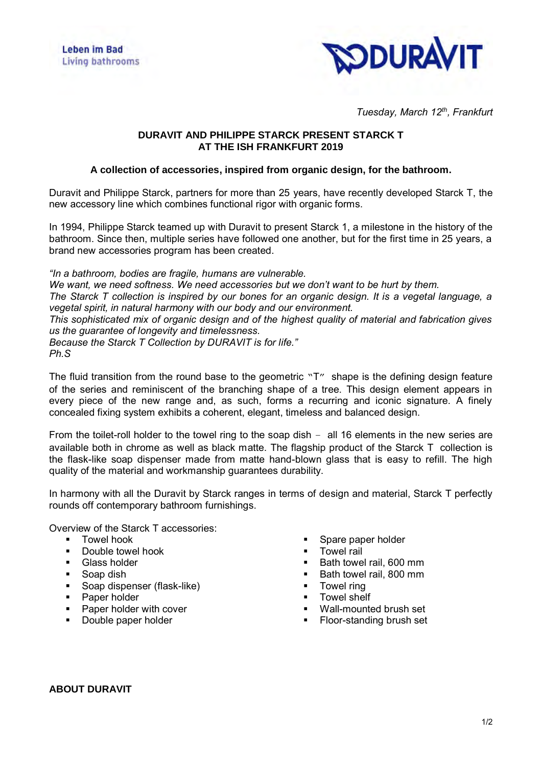Leben im Bad
Living bathrooms

DURAVIT

*Tuesday, March 12th, Frankfurt*

**DURAVIT AND PHILIPPE STARCK PRESENT STARCK T AT THE ISH FRANKFURT 2019**

**A collection of accessories, inspired from organic design, for the bathroom.**

Duravit and Philippe Starck, partners for more than 25 years, have recently developed Starck T, the new accessory line which combines functional rigor with organic forms.

In 1994, Philippe Starck teamed up with Duravit to present Starck 1, a milestone in the history of the bathroom. Since then, multiple series have followed one another, but for the first time in 25 years, a brand new accessories program has been created.

*"In a bathroom, bodies are fragile, humans are vulnerable.*
*We want, we need softness. We need accessories but we don't want to be hurt by them.*
*The Starck T collection is inspired by our bones for an organic design. It is a vegetal language, a vegetal spirit, in natural harmony with our body and our environment.*
*This sophisticated mix of organic design and of the highest quality of material and fabrication gives us the guarantee of longevity and timelessness.*
*Because the Starck T Collection by DURAVIT is for life."*
*Ph.S*

The fluid transition from the round base to the geometric "T" shape is the defining design feature of the series and reminiscent of the branching shape of a tree. This design element appears in every piece of the new range and, as such, forms a recurring and iconic signature. A finely concealed fixing system exhibits a coherent, elegant, timeless and balanced design.

From the toilet-roll holder to the towel ring to the soap dish – all 16 elements in the new series are available both in chrome as well as black matte. The flagship product of the Starck T collection is the flask-like soap dispenser made from matte hand-blown glass that is easy to refill. The high quality of the material and workmanship guarantees durability.

In harmony with all the Duravit by Starck ranges in terms of design and material, Starck T perfectly rounds off contemporary bathroom furnishings.

Overview of the Starck T accessories:

- Towel hook
- Double towel hook
- Glass holder
- Soap dish
- Soap dispenser (flask-like)
- Paper holder
- Paper holder with cover
- Double paper holder
- Spare paper holder
- Towel rail
- Bath towel rail, 600 mm
- Bath towel rail, 800 mm
- Towel ring
- Towel shelf
- Wall-mounted brush set
- Floor-standing brush set

**ABOUT DURAVIT**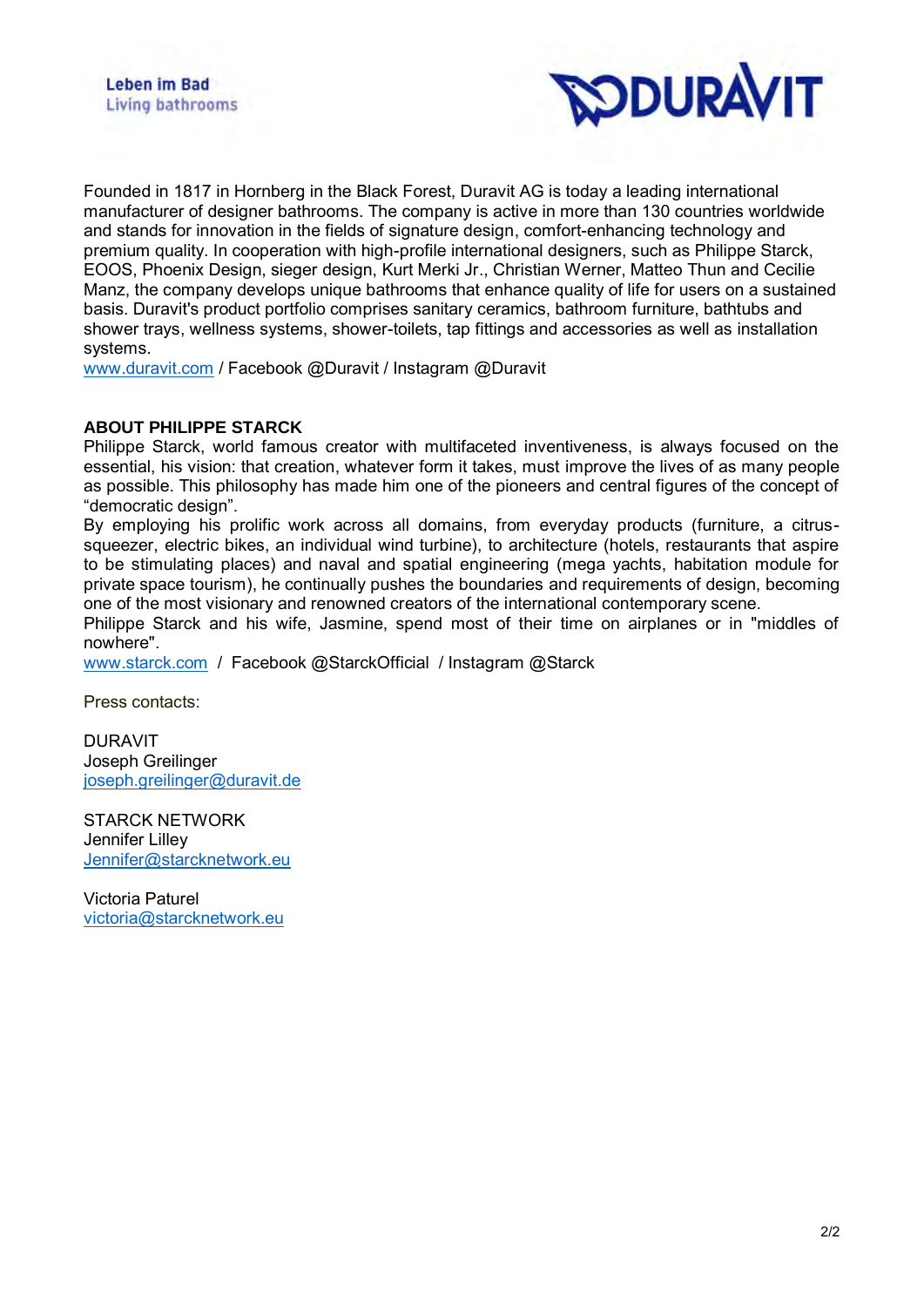Leben im Bad
Living bathrooms

Founded in 1817 in Hornberg in the Black Forest, Duravit AG is today a leading international manufacturer of designer bathrooms. The company is active in more than 130 countries worldwide and stands for innovation in the fields of signature design, comfort-enhancing technology and premium quality. In cooperation with high-profile international designers, such as Philippe Starck, EOOS, Phoenix Design, sieger design, Kurt Merki Jr., Christian Werner, Matteo Thun and Cecilie Manz, the company develops unique bathrooms that enhance quality of life for users on a sustained basis. Duravit's product portfolio comprises sanitary ceramics, bathroom furniture, bathtubs and shower trays, wellness systems, shower-toilets, tap fittings and accessories as well as installation systems.
www.duravit.com / Facebook @Duravit / Instagram @Duravit

**ABOUT PHILIPPE STARCK**

Philippe Starck, world famous creator with multifaceted inventiveness, is always focused on the essential, his vision: that creation, whatever form it takes, must improve the lives of as many people as possible. This philosophy has made him one of the pioneers and central figures of the concept of "democratic design".
By employing his prolific work across all domains, from everyday products (furniture, a citrus-squeezer, electric bikes, an individual wind turbine), to architecture (hotels, restaurants that aspire to be stimulating places) and naval and spatial engineering (mega yachts, habitation module for private space tourism), he continually pushes the boundaries and requirements of design, becoming one of the most visionary and renowned creators of the international contemporary scene.
Philippe Starck and his wife, Jasmine, spend most of their time on airplanes or in "middles of nowhere".
www.starck.com / Facebook @StarckOfficial / Instagram @Starck

Press contacts:

DURAVIT
Joseph Greilinger
joseph.greilinger@duravit.de

STARCK NETWORK
Jennifer Lilley
Jennifer@starcknetwork.eu

Victoria Paturel
victoria@starcknetwork.eu